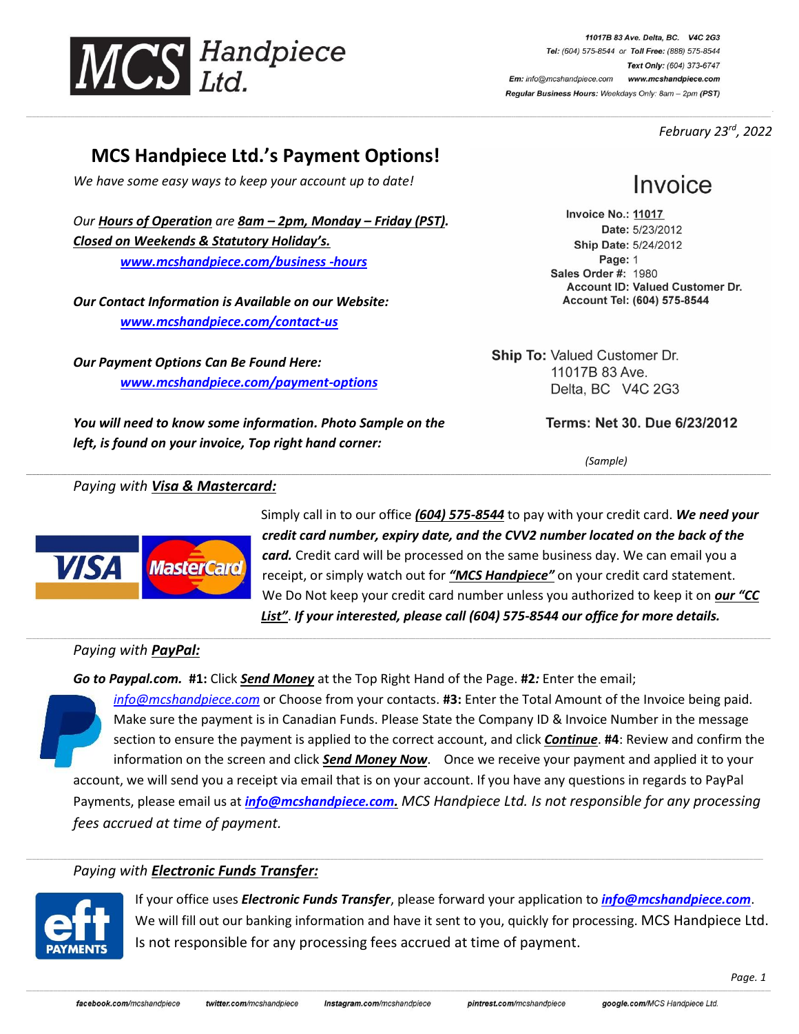**MCS Handpiece Ltd.**

11017B 83 Ave. Delta, BC. V4C 2G3
**Tel:** (604) 575-8544 or **Toll Free:** (888) 575-8544
**Text Only:** (604) 373-6747
**Em:** info@mcshandpiece.com www.mcshandpiece.com
**Regular Business Hours:** Weekdays Only: 8am – 2pm **(PST)**

*February 23rd, 2022*

# MCS Handpiece Ltd.'s Payment Options!

*We have some easy ways to keep your account up to date!*

*Our **Hours of Operation** are **8am – 2pm, Monday – Friday (PST). Closed on Weekends & Statutory Holiday's.***
***www.mcshandpiece.com/business -hours***

***Our Contact Information is Available on our Website:***
***www.mcshandpiece.com/contact-us***

***Our Payment Options Can Be Found Here:***
***www.mcshandpiece.com/payment-options***

***You will need to know some information. Photo Sample on the left, is found on your invoice, Top right hand corner:***

## Invoice

**Invoice No.:** 11017
**Date:** 5/23/2012
**Ship Date:** 5/24/2012
**Page:** 1
**Sales Order #:** 1980
**Account ID: Valued Customer Dr.**
**Account Tel: (604) 575-8544**

**Ship To:** Valued Customer Dr.
11017B 83 Ave.
Delta, BC V4C 2G3

**Terms: Net 30. Due 6/23/2012**

*(Sample)*

---

*Paying with **Visa & Mastercard:***

Simply call in to our office ***(604) 575-8544*** to pay with your credit card. ***We need your credit card number, expiry date, and the CVV2 number located on the back of the card.*** Credit card will be processed on the same business day. We can email you a receipt, or simply watch out for ***"MCS Handpiece"*** on your credit card statement. We Do Not keep your credit card number unless you authorized to keep it on ***our "CC List"***. ***If your interested, please call (604) 575-8544 our office for more details.***

---

*Paying with **PayPal:***

***Go to Paypal.com.*** **#1:** Click ***Send Money*** at the Top Right Hand of the Page. **#2:** Enter the email; *info@mcshandpiece.com* or Choose from your contacts. **#3:** Enter the Total Amount of the Invoice being paid. Make sure the payment is in Canadian Funds. Please State the Company ID & Invoice Number in the message section to ensure the payment is applied to the correct account, and click ***Continue***. **#4**: Review and confirm the information on the screen and click ***Send Money Now***. Once we receive your payment and applied it to your account, we will send you a receipt via email that is on your account. If you have any questions in regards to PayPal Payments, please email us at ***info@mcshandpiece.com.*** *MCS Handpiece Ltd. Is not responsible for any processing fees accrued at time of payment.*

---

*Paying with **Electronic Funds Transfer:***

If your office uses ***Electronic Funds Transfer***, please forward your application to ***info@mcshandpiece.com***. We will fill out our banking information and have it sent to you, quickly for processing. MCS Handpiece Ltd. Is not responsible for any processing fees accrued at time of payment.

facebook.com/mcshandpiece twitter.com/mcshandpiece Instagram.com/mcshandpiece pintrest.com/mcshandpiece google.com/MCS Handpiece Ltd.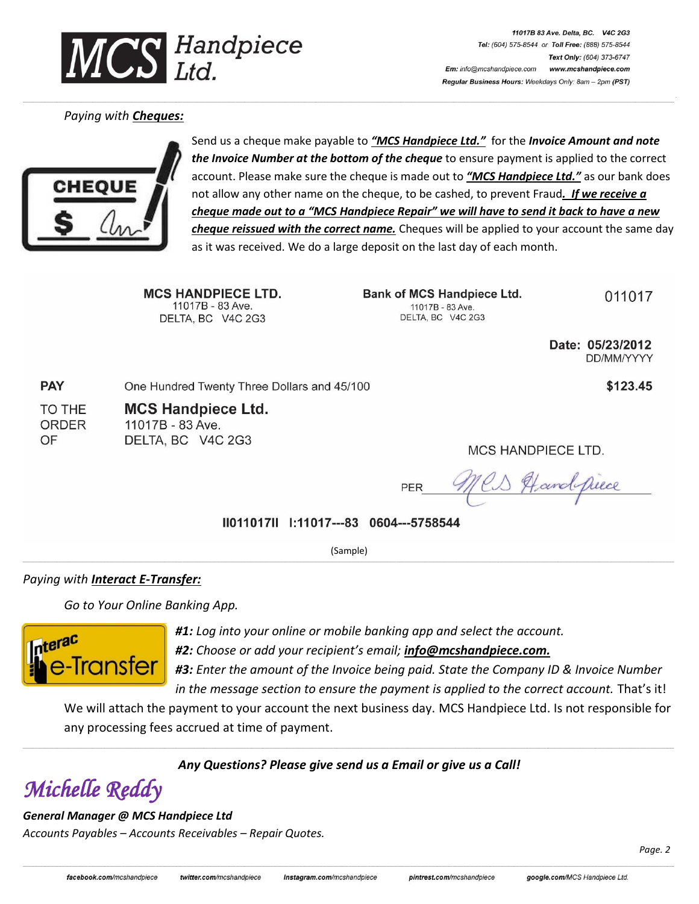*Paying with* ***Cheques:***

Send us a cheque make payable to ***"MCS Handpiece Ltd."*** for the ***Invoice Amount and note the Invoice Number at the bottom of the cheque*** to ensure payment is applied to the correct account. Please make sure the cheque is made out to ***"MCS Handpiece Ltd."*** as our bank does not allow any other name on the cheque, to be cashed, to prevent Fraud***. If we receive a cheque made out to a "MCS Handpiece Repair" we will have to send it back to have a new cheque reissued with the correct name.*** Cheques will be applied to your account the same day as it was received. We do a large deposit on the last day of each month.

**MCS HANDPIECE LTD.**
11017B - 83 Ave.
DELTA, BC V4C 2G3

**Bank of MCS Handpiece Ltd.**
11017B - 83 Ave.
DELTA, BC V4C 2G3

011017

**Date: 05/23/2012**
DD/MM/YYYY

**PAY** One Hundred Twenty Three Dollars and 45/100 **$123.45**

TO THE ORDER OF **MCS Handpiece Ltd.**
11017B - 83 Ave.
DELTA, BC V4C 2G3

MCS HANDPIECE LTD.

PER *MCS Handpiece*

**II011017II I:11017---83 0604---5758544**

(Sample)

*Paying with* ***Interact E-Transfer:***

*Go to Your Online Banking App.*

***#1:*** *Log into your online or mobile banking app and select the account.*
***#2:*** *Choose or add your recipient's email;* ***info@mcshandpiece.com.***
***#3:*** *Enter the amount of the Invoice being paid. State the Company ID & Invoice Number in the message section to ensure the payment is applied to the correct account.* That's it!

We will attach the payment to your account the next business day. MCS Handpiece Ltd. Is not responsible for any processing fees accrued at time of payment.

***Any Questions? Please give send us a Email or give us a Call!***

*Michelle Reddy*

***General Manager @ MCS Handpiece Ltd***
*Accounts Payables – Accounts Receivables – Repair Quotes.*